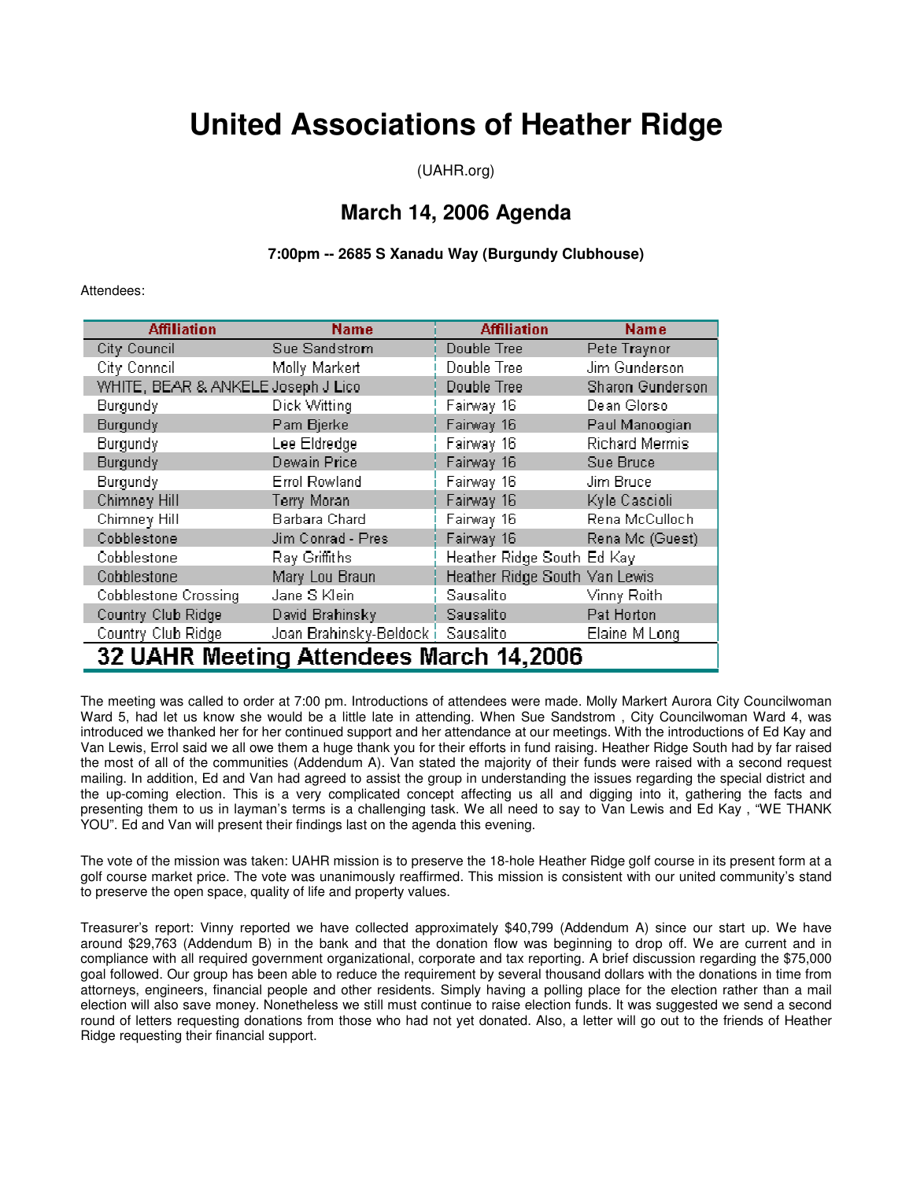# United Associations of Heather Ridge

(UAHR.org)

## March 14, 2006 Agenda

**7:00pm -- 2685 S Xanadu Way (Burgundy Clubhouse)**

Attendees:

| Affiliation | Name | Affiliation | Name |
|---|---|---|---|
| City Council | Sue Sandstrom | Double Tree | Pete Traynor |
| City Conncil | Molly Markert | Double Tree | Jim Gunderson |
| WHITE, BEAR & ANKELE | Joseph J Lico | Double Tree | Sharon Gunderson |
| Burgundy | Dick Witting | Fairway 16 | Dean Glorso |
| Burgundy | Pam Bjerke | Fairway 16 | Paul Manoogian |
| Burgundy | Lee Eldredge | Fairway 16 | Richard Mermis |
| Burgundy | Dewain Price | Fairway 16 | Sue Bruce |
| Burgundy | Errol Rowland | Fairway 16 | Jim Bruce |
| Chimney Hill | Terry Moran | Fairway 16 | Kyle Cascioli |
| Chimney Hill | Barbara Chard | Fairway 16 | Rena McCulloch |
| Cobblestone | Jim Conrad - Pres | Fairway 16 | Rena Mc (Guest) |
| Cobblestone | Ray Griffiths | Heather Ridge South | Ed Kay |
| Cobblestone | Mary Lou Braun | Heather Ridge South | Van Lewis |
| Cobblestone Crossing | Jane S Klein | Sausalito | Vinny Roith |
| Country Club Ridge | David Brahinsky | Sausalito | Pat Horton |
| Country Club Ridge | Joan Brahinsky-Beldock | Sausalito | Elaine M Long |
| **32 UAHR Meeting Attendees March 14,2006** | | | |

The meeting was called to order at 7:00 pm. Introductions of attendees were made. Molly Markert Aurora City Councilwoman Ward 5, had let us know she would be a little late in attending. When Sue Sandstrom , City Councilwoman Ward 4, was introduced we thanked her for her continued support and her attendance at our meetings. With the introductions of Ed Kay and Van Lewis, Errol said we all owe them a huge thank you for their efforts in fund raising. Heather Ridge South had by far raised the most of all of the communities (Addendum A). Van stated the majority of their funds were raised with a second request mailing. In addition, Ed and Van had agreed to assist the group in understanding the issues regarding the special district and the up-coming election. This is a very complicated concept affecting us all and digging into it, gathering the facts and presenting them to us in layman's terms is a challenging task. We all need to say to Van Lewis and Ed Kay , "WE THANK YOU". Ed and Van will present their findings last on the agenda this evening.

The vote of the mission was taken: UAHR mission is to preserve the 18-hole Heather Ridge golf course in its present form at a golf course market price. The vote was unanimously reaffirmed. This mission is consistent with our united community's stand to preserve the open space, quality of life and property values.

Treasurer's report: Vinny reported we have collected approximately $40,799 (Addendum A) since our start up. We have around $29,763 (Addendum B) in the bank and that the donation flow was beginning to drop off. We are current and in compliance with all required government organizational, corporate and tax reporting. A brief discussion regarding the $75,000 goal followed. Our group has been able to reduce the requirement by several thousand dollars with the donations in time from attorneys, engineers, financial people and other residents. Simply having a polling place for the election rather than a mail election will also save money. Nonetheless we still must continue to raise election funds. It was suggested we send a second round of letters requesting donations from those who had not yet donated. Also, a letter will go out to the friends of Heather Ridge requesting their financial support.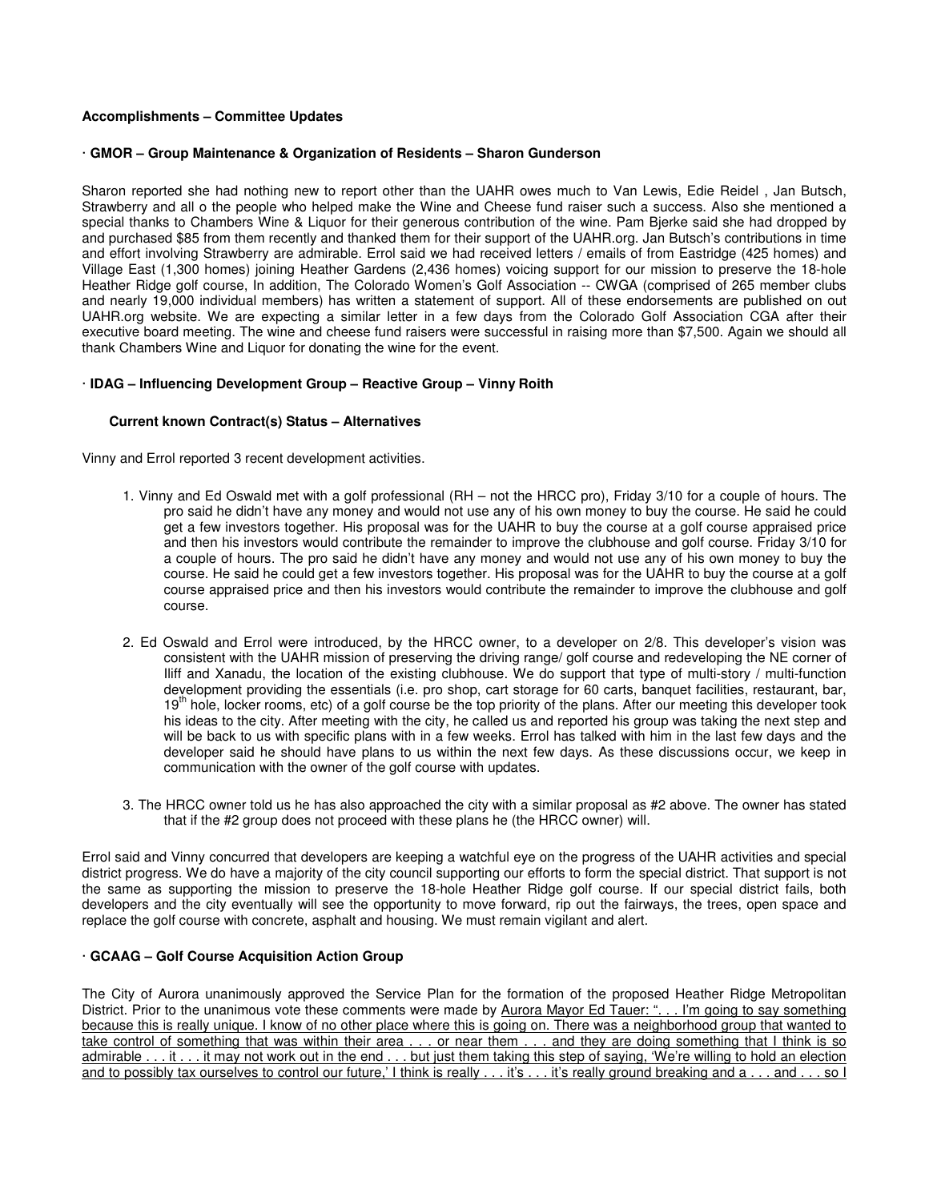**Accomplishments – Committee Updates**

**· GMOR – Group Maintenance & Organization of Residents – Sharon Gunderson**

Sharon reported she had nothing new to report other than the UAHR owes much to Van Lewis, Edie Reidel , Jan Butsch, Strawberry and all o the people who helped make the Wine and Cheese fund raiser such a success. Also she mentioned a special thanks to Chambers Wine & Liquor for their generous contribution of the wine. Pam Bjerke said she had dropped by and purchased $85 from them recently and thanked them for their support of the UAHR.org. Jan Butsch's contributions in time and effort involving Strawberry are admirable. Errol said we had received letters / emails of from Eastridge (425 homes) and Village East (1,300 homes) joining Heather Gardens (2,436 homes) voicing support for our mission to preserve the 18-hole Heather Ridge golf course, In addition, The Colorado Women's Golf Association -- CWGA (comprised of 265 member clubs and nearly 19,000 individual members) has written a statement of support. All of these endorsements are published on out UAHR.org website. We are expecting a similar letter in a few days from the Colorado Golf Association CGA after their executive board meeting. The wine and cheese fund raisers were successful in raising more than $7,500. Again we should all thank Chambers Wine and Liquor for donating the wine for the event.

**· IDAG – Influencing Development Group – Reactive Group – Vinny Roith**

**Current known Contract(s) Status – Alternatives**

Vinny and Errol reported 3 recent development activities.

1. Vinny and Ed Oswald met with a golf professional (RH – not the HRCC pro), Friday 3/10 for a couple of hours. The pro said he didn't have any money and would not use any of his own money to buy the course. He said he could get a few investors together. His proposal was for the UAHR to buy the course at a golf course appraised price and then his investors would contribute the remainder to improve the clubhouse and golf course. Friday 3/10 for a couple of hours. The pro said he didn't have any money and would not use any of his own money to buy the course. He said he could get a few investors together. His proposal was for the UAHR to buy the course at a golf course appraised price and then his investors would contribute the remainder to improve the clubhouse and golf course.

2. Ed Oswald and Errol were introduced, by the HRCC owner, to a developer on 2/8. This developer's vision was consistent with the UAHR mission of preserving the driving range/ golf course and redeveloping the NE corner of Iliff and Xanadu, the location of the existing clubhouse. We do support that type of multi-story / multi-function development providing the essentials (i.e. pro shop, cart storage for 60 carts, banquet facilities, restaurant, bar, 19th hole, locker rooms, etc) of a golf course be the top priority of the plans. After our meeting this developer took his ideas to the city. After meeting with the city, he called us and reported his group was taking the next step and will be back to us with specific plans with in a few weeks. Errol has talked with him in the last few days and the developer said he should have plans to us within the next few days. As these discussions occur, we keep in communication with the owner of the golf course with updates.

3. The HRCC owner told us he has also approached the city with a similar proposal as #2 above. The owner has stated that if the #2 group does not proceed with these plans he (the HRCC owner) will.

Errol said and Vinny concurred that developers are keeping a watchful eye on the progress of the UAHR activities and special district progress. We do have a majority of the city council supporting our efforts to form the special district. That support is not the same as supporting the mission to preserve the 18-hole Heather Ridge golf course. If our special district fails, both developers and the city eventually will see the opportunity to move forward, rip out the fairways, the trees, open space and replace the golf course with concrete, asphalt and housing. We must remain vigilant and alert.

**· GCAAG – Golf Course Acquisition Action Group**

The City of Aurora unanimously approved the Service Plan for the formation of the proposed Heather Ridge Metropolitan District. Prior to the unanimous vote these comments were made by <u>Aurora Mayor Ed Tauer: ". . . I'm going to say something because this is really unique. I know of no other place where this is going on. There was a neighborhood group that wanted to take control of something that was within their area . . . or near them . . . and they are doing something that I think is so admirable . . . it . . . it may not work out in the end . . . but just them taking this step of saying, 'We're willing to hold an election and to possibly tax ourselves to control our future,' I think is really . . . it's . . . it's really ground breaking and a . . . and . . . so I</u>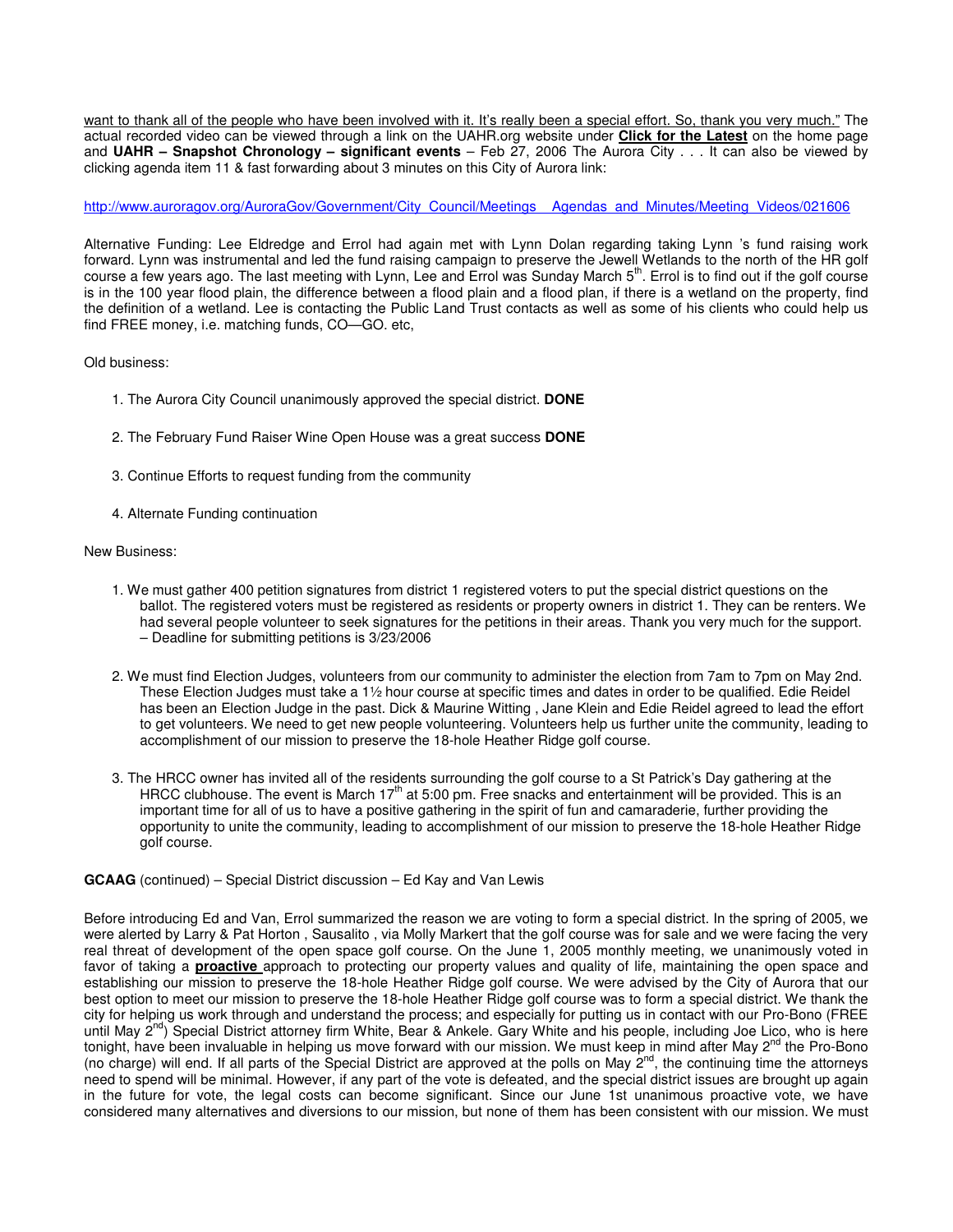want to thank all of the people who have been involved with it. It's really been a special effort. So, thank you very much." The actual recorded video can be viewed through a link on the UAHR.org website under **Click for the Latest** on the home page and **UAHR – Snapshot Chronology – significant events** – Feb 27, 2006 The Aurora City . . . It can also be viewed by clicking agenda item 11 & fast forwarding about 3 minutes on this City of Aurora link:

http://www.auroragov.org/AuroraGov/Government/City_Council/Meetings__Agendas_and_Minutes/Meeting_Videos/021606

Alternative Funding: Lee Eldredge and Errol had again met with Lynn Dolan regarding taking Lynn 's fund raising work forward. Lynn was instrumental and led the fund raising campaign to preserve the Jewell Wetlands to the north of the HR golf course a few years ago. The last meeting with Lynn, Lee and Errol was Sunday March 5th. Errol is to find out if the golf course is in the 100 year flood plain, the difference between a flood plain and a flood plan, if there is a wetland on the property, find the definition of a wetland. Lee is contacting the Public Land Trust contacts as well as some of his clients who could help us find FREE money, i.e. matching funds, CO—GO. etc,

Old business:

1. The Aurora City Council unanimously approved the special district. **DONE**

2. The February Fund Raiser Wine Open House was a great success **DONE**

3. Continue Efforts to request funding from the community

4. Alternate Funding continuation

New Business:

1. We must gather 400 petition signatures from district 1 registered voters to put the special district questions on the ballot. The registered voters must be registered as residents or property owners in district 1. They can be renters. We had several people volunteer to seek signatures for the petitions in their areas. Thank you very much for the support. – Deadline for submitting petitions is 3/23/2006

2. We must find Election Judges, volunteers from our community to administer the election from 7am to 7pm on May 2nd. These Election Judges must take a 1½ hour course at specific times and dates in order to be qualified. Edie Reidel has been an Election Judge in the past. Dick & Maurine Witting , Jane Klein and Edie Reidel agreed to lead the effort to get volunteers. We need to get new people volunteering. Volunteers help us further unite the community, leading to accomplishment of our mission to preserve the 18-hole Heather Ridge golf course.

3. The HRCC owner has invited all of the residents surrounding the golf course to a St Patrick's Day gathering at the HRCC clubhouse. The event is March 17th at 5:00 pm. Free snacks and entertainment will be provided. This is an important time for all of us to have a positive gathering in the spirit of fun and camaraderie, further providing the opportunity to unite the community, leading to accomplishment of our mission to preserve the 18-hole Heather Ridge golf course.

**GCAAG** (continued) – Special District discussion – Ed Kay and Van Lewis

Before introducing Ed and Van, Errol summarized the reason we are voting to form a special district. In the spring of 2005, we were alerted by Larry & Pat Horton , Sausalito , via Molly Markert that the golf course was for sale and we were facing the very real threat of development of the open space golf course. On the June 1, 2005 monthly meeting, we unanimously voted in favor of taking a **proactive** approach to protecting our property values and quality of life, maintaining the open space and establishing our mission to preserve the 18-hole Heather Ridge golf course. We were advised by the City of Aurora that our best option to meet our mission to preserve the 18-hole Heather Ridge golf course was to form a special district. We thank the city for helping us work through and understand the process; and especially for putting us in contact with our Pro-Bono (FREE until May 2nd) Special District attorney firm White, Bear & Ankele. Gary White and his people, including Joe Lico, who is here tonight, have been invaluable in helping us move forward with our mission. We must keep in mind after May 2nd the Pro-Bono (no charge) will end. If all parts of the Special District are approved at the polls on May 2nd, the continuing time the attorneys need to spend will be minimal. However, if any part of the vote is defeated, and the special district issues are brought up again in the future for vote, the legal costs can become significant. Since our June 1st unanimous proactive vote, we have considered many alternatives and diversions to our mission, but none of them has been consistent with our mission. We must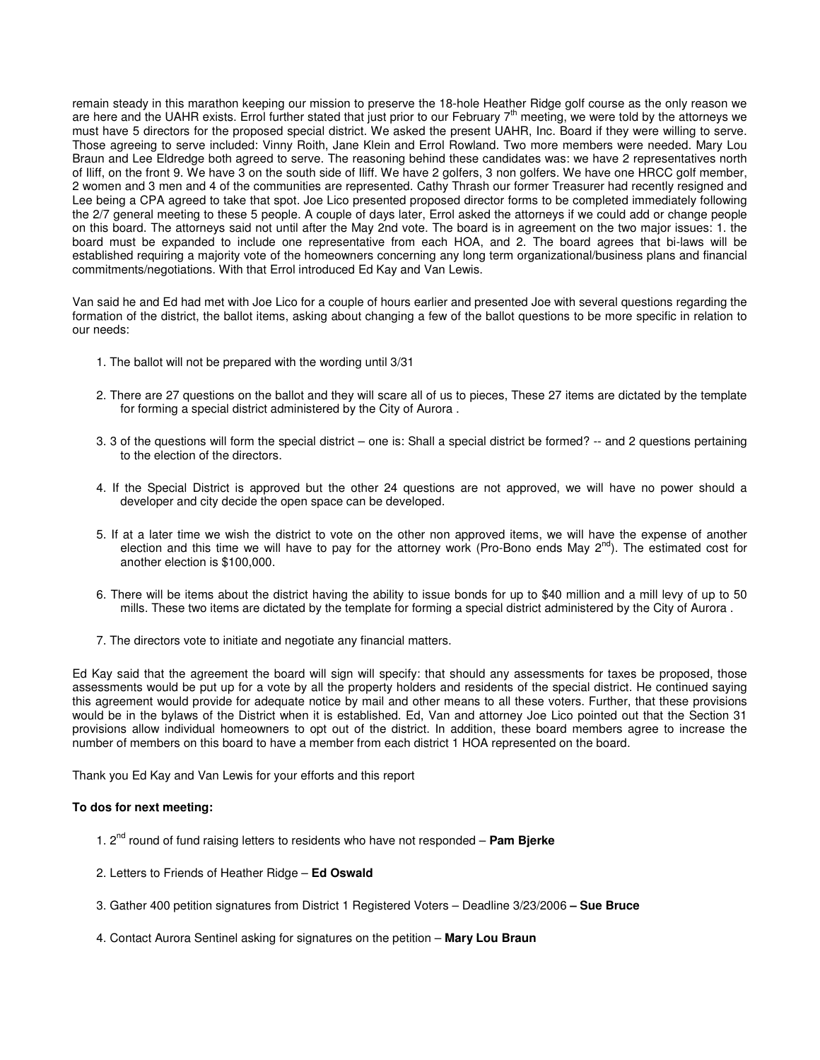remain steady in this marathon keeping our mission to preserve the 18-hole Heather Ridge golf course as the only reason we are here and the UAHR exists. Errol further stated that just prior to our February 7th meeting, we were told by the attorneys we must have 5 directors for the proposed special district. We asked the present UAHR, Inc. Board if they were willing to serve. Those agreeing to serve included: Vinny Roith, Jane Klein and Errol Rowland. Two more members were needed. Mary Lou Braun and Lee Eldredge both agreed to serve. The reasoning behind these candidates was: we have 2 representatives north of Iliff, on the front 9. We have 3 on the south side of Iliff. We have 2 golfers, 3 non golfers. We have one HRCC golf member, 2 women and 3 men and 4 of the communities are represented. Cathy Thrash our former Treasurer had recently resigned and Lee being a CPA agreed to take that spot. Joe Lico presented proposed director forms to be completed immediately following the 2/7 general meeting to these 5 people. A couple of days later, Errol asked the attorneys if we could add or change people on this board. The attorneys said not until after the May 2nd vote. The board is in agreement on the two major issues: 1. the board must be expanded to include one representative from each HOA, and 2. The board agrees that bi-laws will be established requiring a majority vote of the homeowners concerning any long term organizational/business plans and financial commitments/negotiations. With that Errol introduced Ed Kay and Van Lewis.

Van said he and Ed had met with Joe Lico for a couple of hours earlier and presented Joe with several questions regarding the formation of the district, the ballot items, asking about changing a few of the ballot questions to be more specific in relation to our needs:

1. The ballot will not be prepared with the wording until 3/31

2. There are 27 questions on the ballot and they will scare all of us to pieces, These 27 items are dictated by the template for forming a special district administered by the City of Aurora .

3. 3 of the questions will form the special district – one is: Shall a special district be formed? -- and 2 questions pertaining to the election of the directors.

4. If the Special District is approved but the other 24 questions are not approved, we will have no power should a developer and city decide the open space can be developed.

5. If at a later time we wish the district to vote on the other non approved items, we will have the expense of another election and this time we will have to pay for the attorney work (Pro-Bono ends May 2nd). The estimated cost for another election is $100,000.

6. There will be items about the district having the ability to issue bonds for up to $40 million and a mill levy of up to 50 mills. These two items are dictated by the template for forming a special district administered by the City of Aurora .

7. The directors vote to initiate and negotiate any financial matters.

Ed Kay said that the agreement the board will sign will specify: that should any assessments for taxes be proposed, those assessments would be put up for a vote by all the property holders and residents of the special district. He continued saying this agreement would provide for adequate notice by mail and other means to all these voters. Further, that these provisions would be in the bylaws of the District when it is established. Ed, Van and attorney Joe Lico pointed out that the Section 31 provisions allow individual homeowners to opt out of the district. In addition, these board members agree to increase the number of members on this board to have a member from each district 1 HOA represented on the board.

Thank you Ed Kay and Van Lewis for your efforts and this report

**To dos for next meeting:**

1. 2nd round of fund raising letters to residents who have not responded – **Pam Bjerke**

2. Letters to Friends of Heather Ridge – **Ed Oswald**

3. Gather 400 petition signatures from District 1 Registered Voters – Deadline 3/23/2006 **– Sue Bruce**

4. Contact Aurora Sentinel asking for signatures on the petition – **Mary Lou Braun**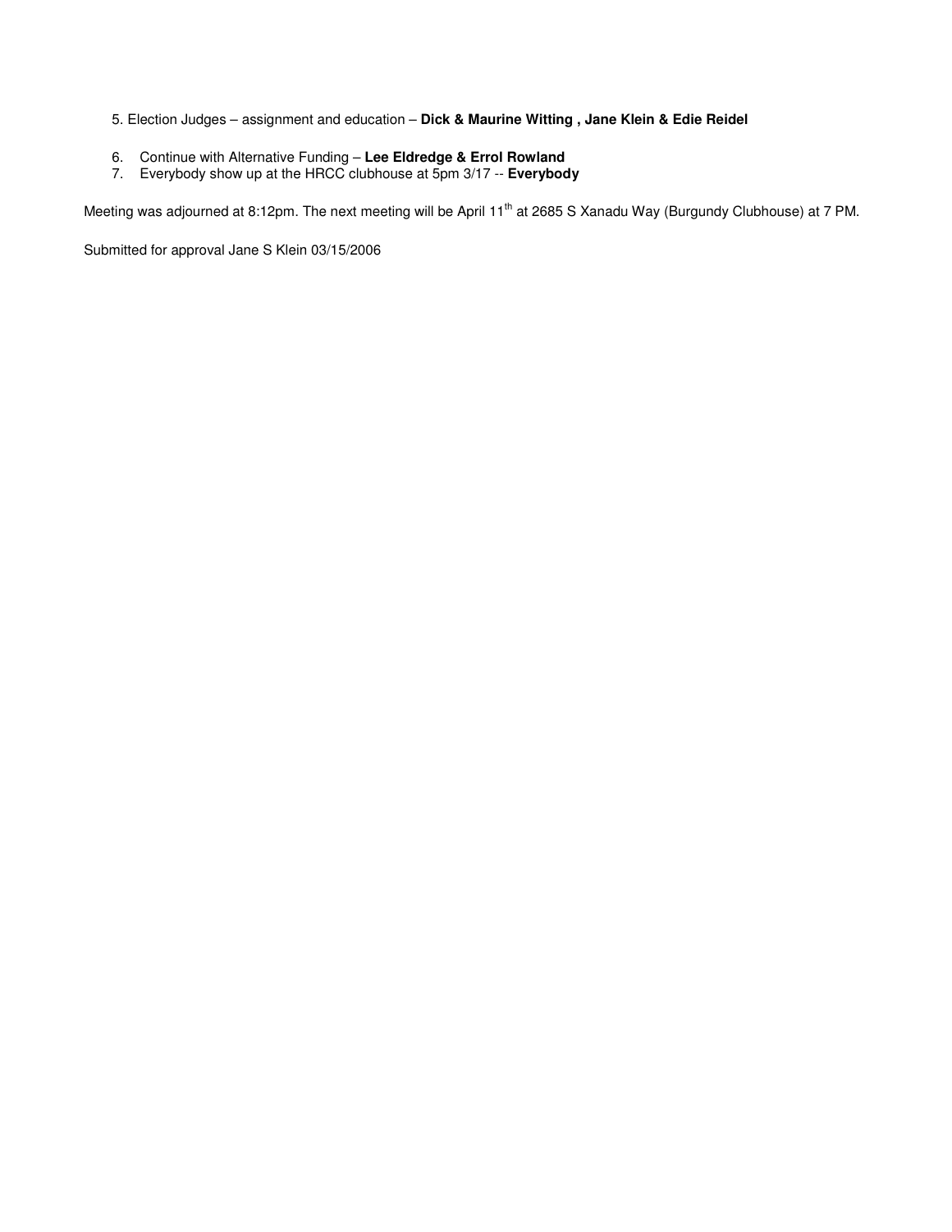5. Election Judges – assignment and education – **Dick & Maurine Witting , Jane Klein & Edie Reidel**

6. Continue with Alternative Funding – **Lee Eldredge & Errol Rowland**
7. Everybody show up at the HRCC clubhouse at 5pm 3/17 -- **Everybody**

Meeting was adjourned at 8:12pm. The next meeting will be April 11th at 2685 S Xanadu Way (Burgundy Clubhouse) at 7 PM.

Submitted for approval Jane S Klein 03/15/2006